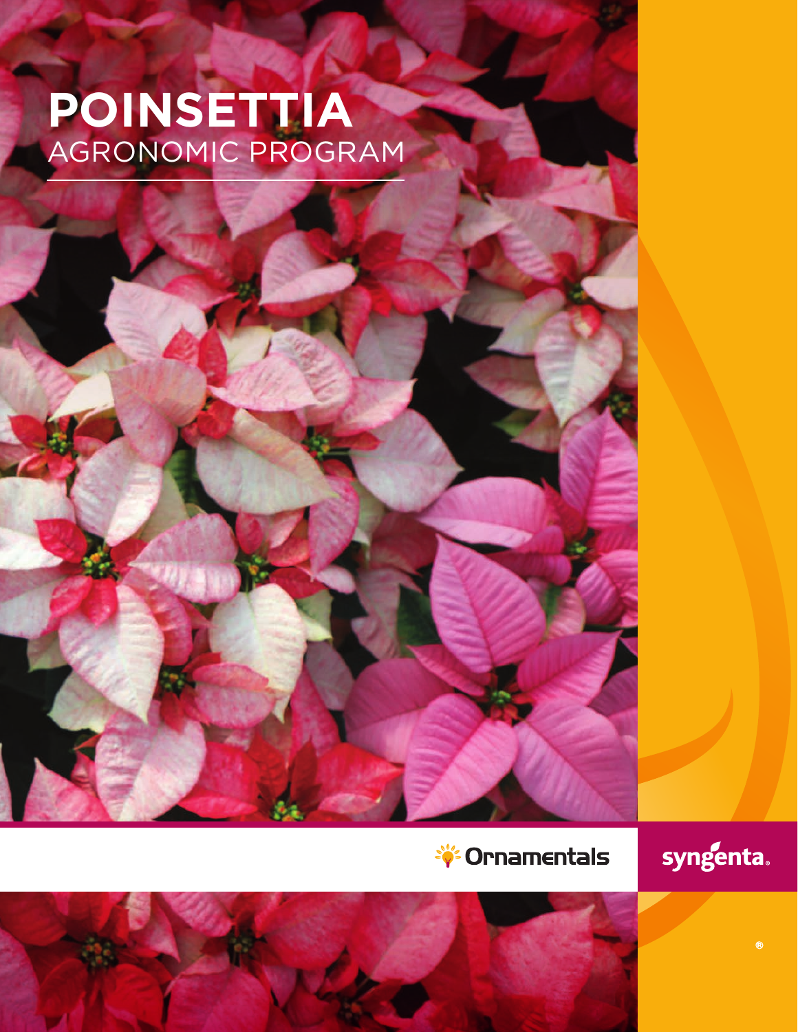# POINSETTIA

## AGRONOMIC PROGRAM

Ornamentals

syngenta®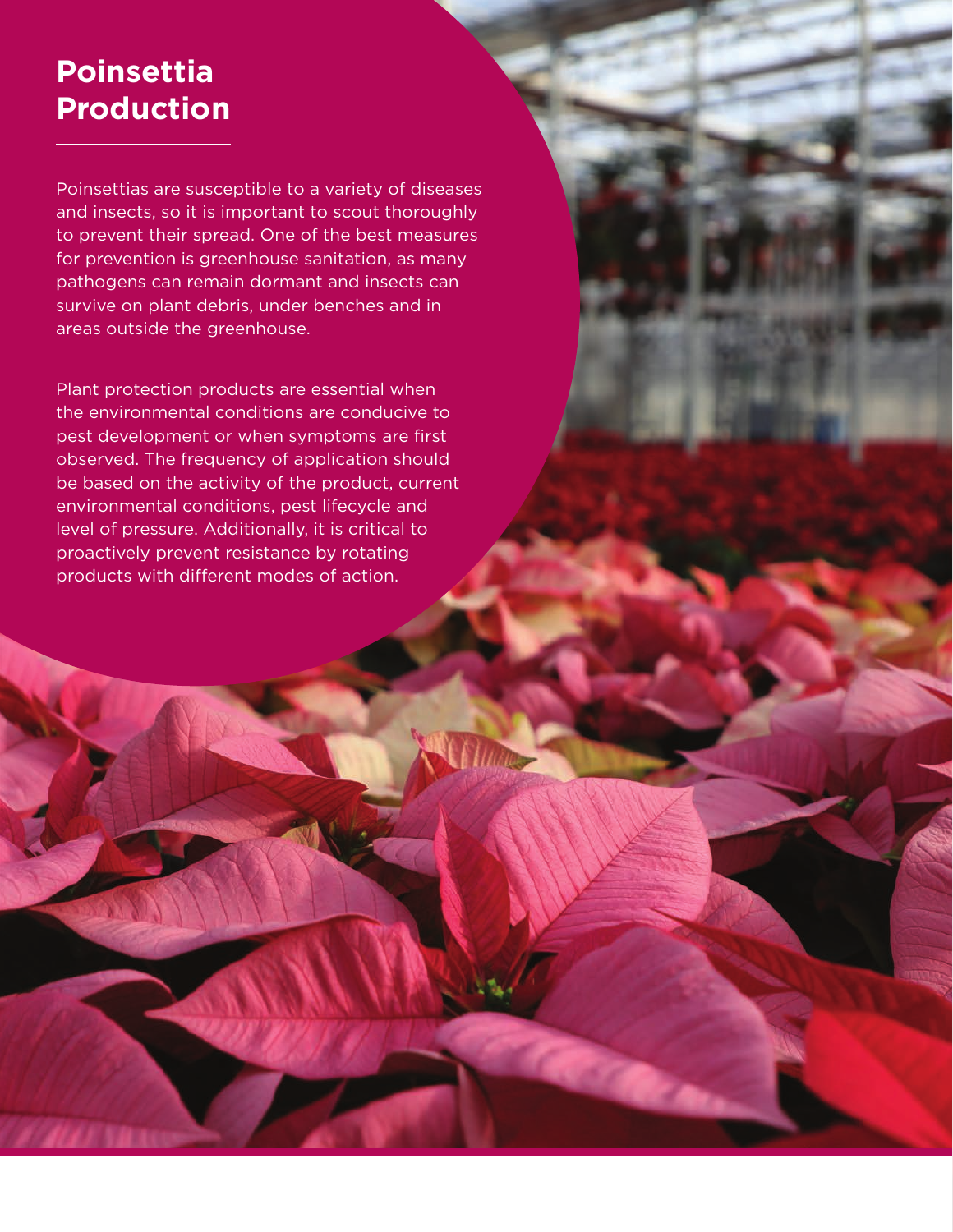# Poinsettia Production

Poinsettias are susceptible to a variety of diseases and insects, so it is important to scout thoroughly to prevent their spread. One of the best measures for prevention is greenhouse sanitation, as many pathogens can remain dormant and insects can survive on plant debris, under benches and in areas outside the greenhouse.

Plant protection products are essential when the environmental conditions are conducive to pest development or when symptoms are first observed. The frequency of application should be based on the activity of the product, current environmental conditions, pest lifecycle and level of pressure. Additionally, it is critical to proactively prevent resistance by rotating products with different modes of action.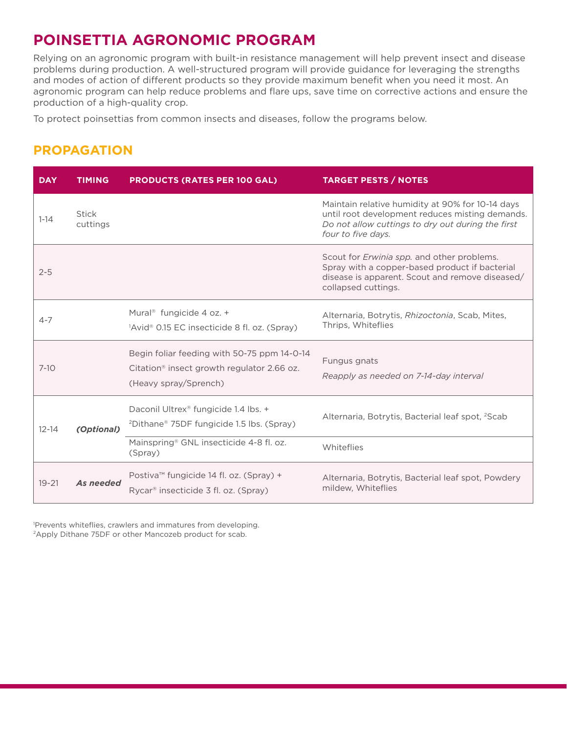# POINSETTIA AGRONOMIC PROGRAM

Relying on an agronomic program with built-in resistance management will help prevent insect and disease problems during production. A well-structured program will provide guidance for leveraging the strengths and modes of action of different products so they provide maximum benefit when you need it most. An agronomic program can help reduce problems and flare ups, save time on corrective actions and ensure the production of a high-quality crop.

To protect poinsettias from common insects and diseases, follow the programs below.

## PROPAGATION

| DAY | TIMING | PRODUCTS (RATES PER 100 GAL) | TARGET PESTS / NOTES |
|---|---|---|---|
| 1-14 | Stick cuttings | | Maintain relative humidity at 90% for 10-14 days until root development reduces misting demands. *Do not allow cuttings to dry out during the first four to five days.* |
| 2-5 | | | Scout for *Erwinia spp.* and other problems. Spray with a copper-based product if bacterial disease is apparent. Scout and remove diseased/collapsed cuttings. |
| 4-7 | | Mural® fungicide 4 oz. + [1]Avid® 0.15 EC insecticide 8 fl. oz. (Spray) | Alternaria, Botrytis, *Rhizoctonia*, Scab, Mites, Thrips, Whiteflies |
| 7-10 | | Begin foliar feeding with 50-75 ppm 14-0-14 Citation® insect growth regulator 2.66 oz. (Heavy spray/Sprench) | Fungus gnats *Reapply as needed on 7-14-day interval* |
| 12-14 | ***(Optional)*** | Daconil Ultrex® fungicide 1.4 lbs. + [2]Dithane® 75DF fungicide 1.5 lbs. (Spray) | Alternaria, Botrytis, Bacterial leaf spot, [2]Scab |
| | | Mainspring® GNL insecticide 4-8 fl. oz. (Spray) | Whiteflies |
| 19-21 | ***As needed*** | Postiva™ fungicide 14 fl. oz. (Spray) + Rycar® insecticide 3 fl. oz. (Spray) | Alternaria, Botrytis, Bacterial leaf spot, Powdery mildew, Whiteflies |

[1]Prevents whiteflies, crawlers and immatures from developing.
[2]Apply Dithane 75DF or other Mancozeb product for scab.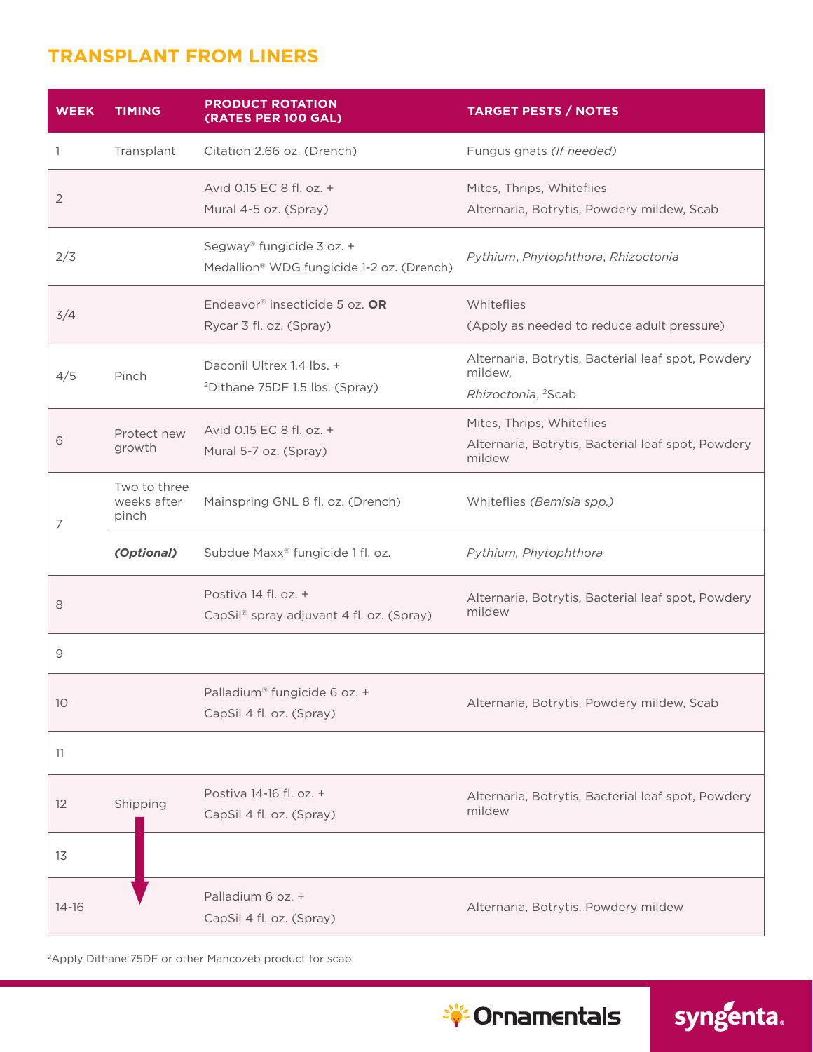## TRANSPLANT FROM LINERS

| WEEK | TIMING | PRODUCT ROTATION (RATES PER 100 GAL) | TARGET PESTS / NOTES |
|---|---|---|---|
| 1 | Transplant | Citation 2.66 oz. (Drench) | Fungus gnats *(If needed)* |
| 2 | | Avid 0.15 EC 8 fl. oz. + Mural 4-5 oz. (Spray) | Mites, Thrips, Whiteflies Alternaria, Botrytis, Powdery mildew, Scab |
| 2/3 | | Segway® fungicide 3 oz. + Medallion® WDG fungicide 1-2 oz. (Drench) | *Pythium*, *Phytophthora*, *Rhizoctonia* |
| 3/4 | | Endeavor® insecticide 5 oz. **OR** Rycar 3 fl. oz. (Spray) | Whiteflies (Apply as needed to reduce adult pressure) |
| 4/5 | Pinch | Daconil Ultrex 1.4 lbs. + [2]Dithane 75DF 1.5 lbs. (Spray) | Alternaria, Botrytis, Bacterial leaf spot, Powdery mildew, *Rhizoctonia*, [2]Scab |
| 6 | Protect new growth | Avid 0.15 EC 8 fl. oz. + Mural 5-7 oz. (Spray) | Mites, Thrips, Whiteflies Alternaria, Botrytis, Bacterial leaf spot, Powdery mildew |
| 7 | Two to three weeks after pinch | Mainspring GNL 8 fl. oz. (Drench) | Whiteflies *(Bemisia spp.)* |
| | ***(Optional)*** | Subdue Maxx® fungicide 1 fl. oz. | *Pythium, Phytophthora* |
| 8 | | Postiva 14 fl. oz. + CapSil® spray adjuvant 4 fl. oz. (Spray) | Alternaria, Botrytis, Bacterial leaf spot, Powdery mildew |
| 9 | | | |
| 10 | | Palladium® fungicide 6 oz. + CapSil 4 fl. oz. (Spray) | Alternaria, Botrytis, Powdery mildew, Scab |
| 11 | | | |
| 12 | Shipping | Postiva 14-16 fl. oz. + CapSil 4 fl. oz. (Spray) | Alternaria, Botrytis, Bacterial leaf spot, Powdery mildew |
| 13 | ↓ | | |
| 14-16 | ↓ | Palladium 6 oz. + CapSil 4 fl. oz. (Spray) | Alternaria, Botrytis, Powdery mildew |

[2]Apply Dithane 75DF or other Mancozeb product for scab.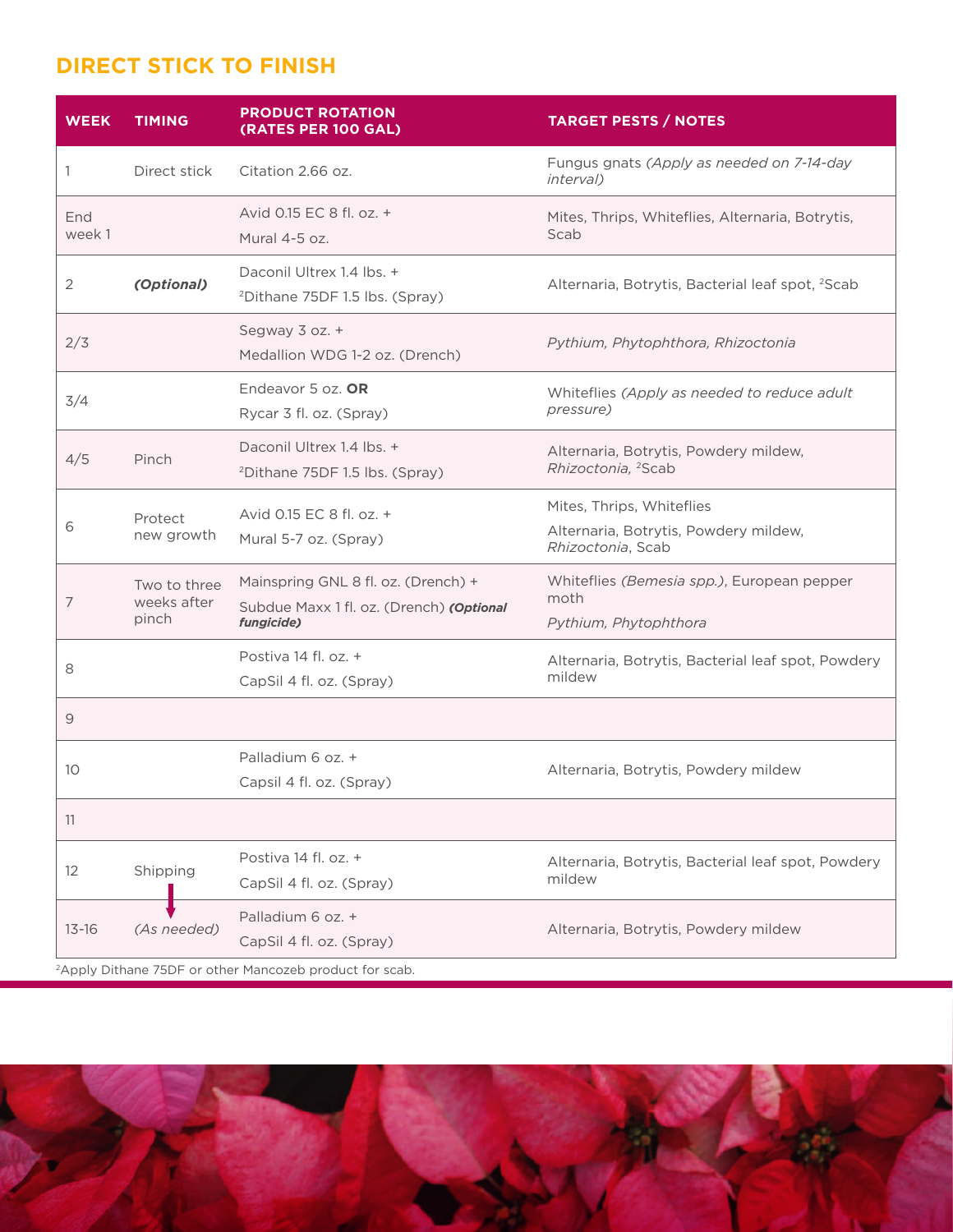## DIRECT STICK TO FINISH

| WEEK | TIMING | PRODUCT ROTATION (RATES PER 100 GAL) | TARGET PESTS / NOTES |
|---|---|---|---|
| 1 | Direct stick | Citation 2.66 oz. | Fungus gnats *(Apply as needed on 7-14-day interval)* |
| End week 1 | | Avid 0.15 EC 8 fl. oz. + Mural 4-5 oz. | Mites, Thrips, Whiteflies, Alternaria, Botrytis, Scab |
| 2 | ***(Optional)*** | Daconil Ultrex 1.4 lbs. + [2]Dithane 75DF 1.5 lbs. (Spray) | Alternaria, Botrytis, Bacterial leaf spot, [2]Scab |
| 2/3 | | Segway 3 oz. + Medallion WDG 1-2 oz. (Drench) | *Pythium, Phytophthora, Rhizoctonia* |
| 3/4 | | Endeavor 5 oz. **OR** Rycar 3 fl. oz. (Spray) | Whiteflies *(Apply as needed to reduce adult pressure)* |
| 4/5 | Pinch | Daconil Ultrex 1.4 lbs. + [2]Dithane 75DF 1.5 lbs. (Spray) | Alternaria, Botrytis, Powdery mildew, *Rhizoctonia,* [2]Scab |
| 6 | Protect new growth | Avid 0.15 EC 8 fl. oz. + Mural 5-7 oz. (Spray) | Mites, Thrips, Whiteflies<br>Alternaria, Botrytis, Powdery mildew, *Rhizoctonia*, Scab |
| 7 | Two to three weeks after pinch | Mainspring GNL 8 fl. oz. (Drench) + Subdue Maxx 1 fl. oz. (Drench) ***(Optional fungicide)*** | Whiteflies *(Bemesia spp.)*, European pepper moth<br>*Pythium, Phytophthora* |
| 8 | | Postiva 14 fl. oz. + CapSil 4 fl. oz. (Spray) | Alternaria, Botrytis, Bacterial leaf spot, Powdery mildew |
| 9 | | | |
| 10 | | Palladium 6 oz. + Capsil 4 fl. oz. (Spray) | Alternaria, Botrytis, Powdery mildew |
| 11 | | | |
| 12 | Shipping | Postiva 14 fl. oz. + CapSil 4 fl. oz. (Spray) | Alternaria, Botrytis, Bacterial leaf spot, Powdery mildew |
| 13-16 | *(As needed)* | Palladium 6 oz. + CapSil 4 fl. oz. (Spray) | Alternaria, Botrytis, Powdery mildew |

[2]Apply Dithane 75DF or other Mancozeb product for scab.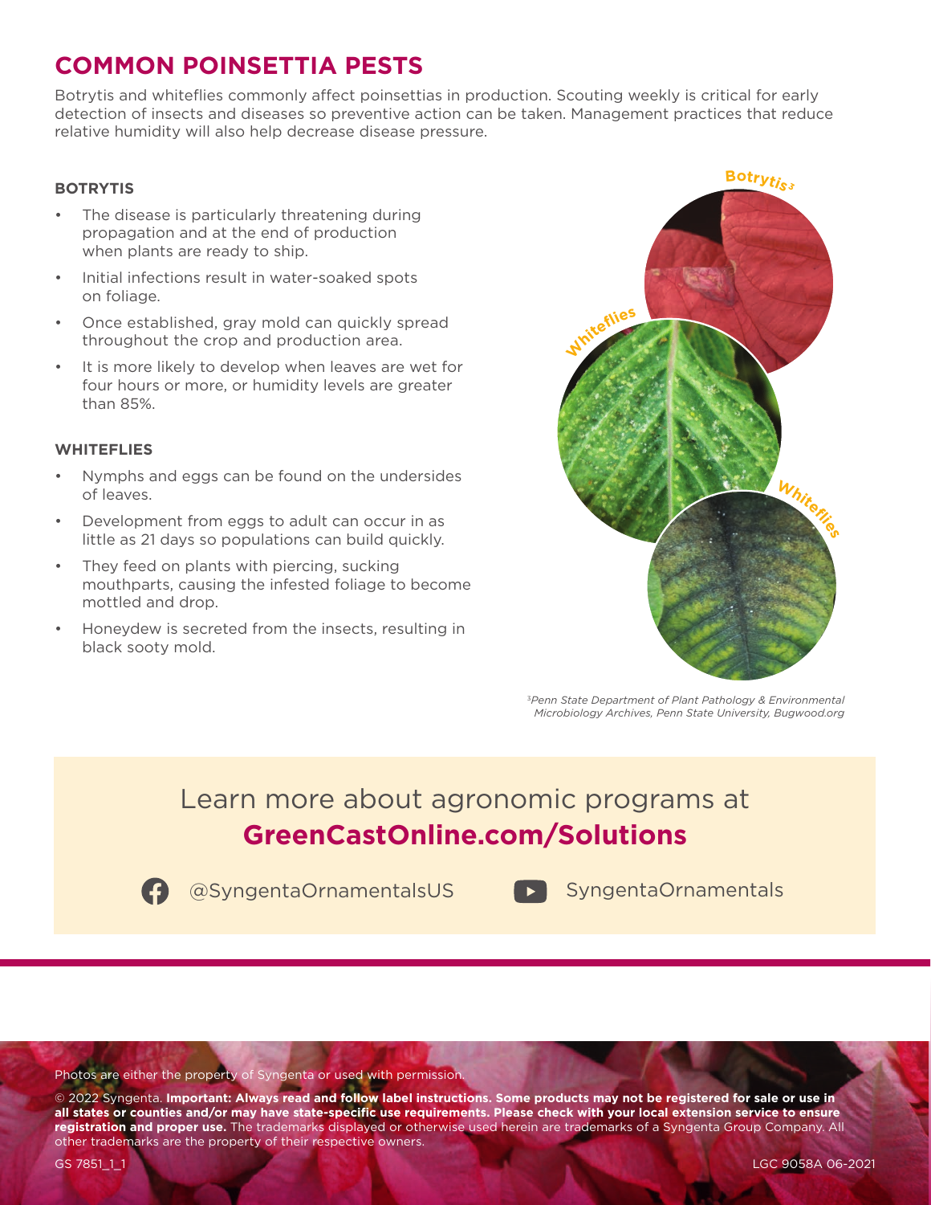## COMMON POINSETTIA PESTS

Botrytis and whiteflies commonly affect poinsettias in production. Scouting weekly is critical for early detection of insects and diseases so preventive action can be taken. Management practices that reduce relative humidity will also help decrease disease pressure.

### BOTRYTIS

- The disease is particularly threatening during propagation and at the end of production when plants are ready to ship.
- Initial infections result in water-soaked spots on foliage.
- Once established, gray mold can quickly spread throughout the crop and production area.
- It is more likely to develop when leaves are wet for four hours or more, or humidity levels are greater than 85%.

### WHITEFLIES

- Nymphs and eggs can be found on the undersides of leaves.
- Development from eggs to adult can occur in as little as 21 days so populations can build quickly.
- They feed on plants with piercing, sucking mouthparts, causing the infested foliage to become mottled and drop.
- Honeydew is secreted from the insects, resulting in black sooty mold.

Botrytis[3]

Whiteflies

Whiteflies

*[3]Penn State Department of Plant Pathology & Environmental Microbiology Archives, Penn State University, Bugwood.org*

Learn more about agronomic programs at
**GreenCastOnline.com/Solutions**

@SyngentaOrnamentalsUS

SyngentaOrnamentals

Photos are either the property of Syngenta or used with permission.

© 2022 Syngenta. **Important: Always read and follow label instructions. Some products may not be registered for sale or use in all states or counties and/or may have state-specific use requirements. Please check with your local extension service to ensure registration and proper use.** The trademarks displayed or otherwise used herein are trademarks of a Syngenta Group Company. All other trademarks are the property of their respective owners.

GS 7851_1_1

LGC 9058A 06-2021